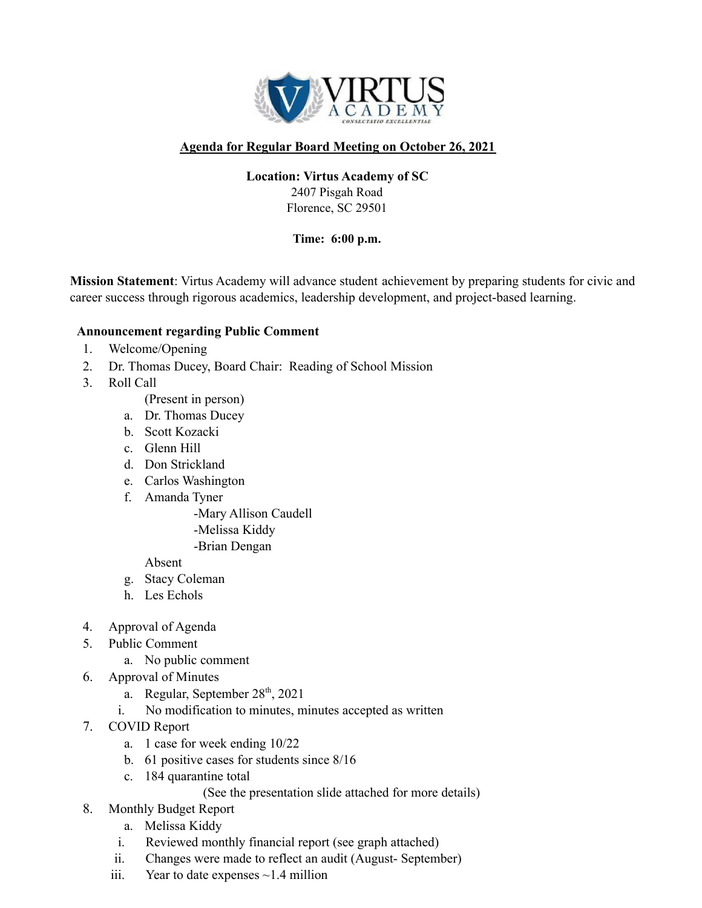**VIRTUS ACADEMY**

*CONSECTATIO EXCELLENTIAE*

## Agenda for Regular Board Meeting on October 26, 2021

**Location: Virtus Academy of SC**
2407 Pisgah Road
Florence, SC 29501

**Time: 6:00 p.m.**

**Mission Statement**: Virtus Academy will advance student achievement by preparing students for civic and career success through rigorous academics, leadership development, and project-based learning.

**Announcement regarding Public Comment**

1. Welcome/Opening
2. Dr. Thomas Ducey, Board Chair: Reading of School Mission
3. Roll Call
   (Present in person)
   a. Dr. Thomas Ducey
   b. Scott Kozacki
   c. Glenn Hill
   d. Don Strickland
   e. Carlos Washington
   f. Amanda Tyner
      - -Mary Allison Caudell
      - -Melissa Kiddy
      - -Brian Dengan

   Absent
   g. Stacy Coleman
   h. Les Echols
4. Approval of Agenda
5. Public Comment
   a. No public comment
6. Approval of Minutes
   a. Regular, September 28th, 2021
      i. No modification to minutes, minutes accepted as written
7. COVID Report
   a. 1 case for week ending 10/22
   b. 61 positive cases for students since 8/16
   c. 184 quarantine total
      (See the presentation slide attached for more details)
8. Monthly Budget Report
   a. Melissa Kiddy
      i. Reviewed monthly financial report (see graph attached)
      ii. Changes were made to reflect an audit (August- September)
      iii. Year to date expenses ~1.4 million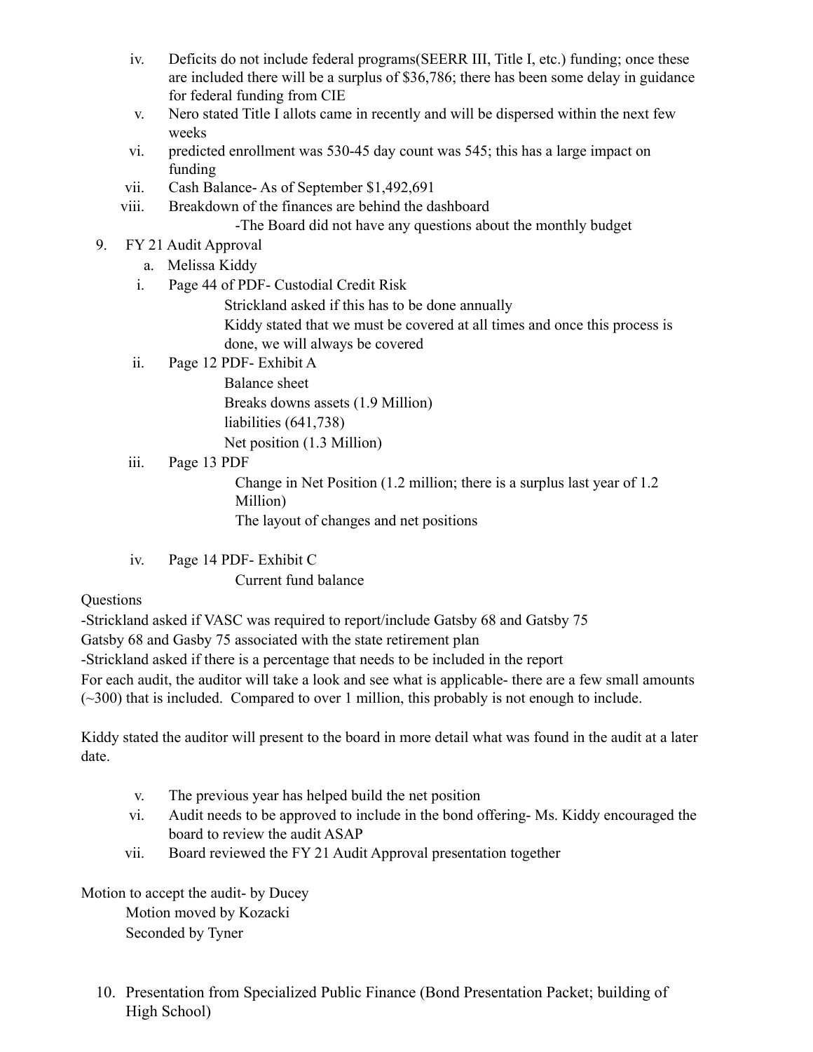iv. Deficits do not include federal programs(SEERR III, Title I, etc.) funding; once these are included there will be a surplus of $36,786; there has been some delay in guidance for federal funding from CIE

v. Nero stated Title I allots came in recently and will be dispersed within the next few weeks

vi. predicted enrollment was 530-45 day count was 545; this has a large impact on funding

vii. Cash Balance- As of September $1,492,691

viii. Breakdown of the finances are behind the dashboard

-The Board did not have any questions about the monthly budget

9. FY 21 Audit Approval
   a. Melissa Kiddy

i. Page 44 of PDF- Custodial Credit Risk

Strickland asked if this has to be done annually

Kiddy stated that we must be covered at all times and once this process is done, we will always be covered

ii. Page 12 PDF- Exhibit A

Balance sheet

Breaks downs assets (1.9 Million)

liabilities (641,738)

Net position (1.3 Million)

iii. Page 13 PDF

Change in Net Position (1.2 million; there is a surplus last year of 1.2 Million)

The layout of changes and net positions

iv. Page 14 PDF- Exhibit C

Current fund balance

Questions

-Strickland asked if VASC was required to report/include Gatsby 68 and Gatsby 75

Gatsby 68 and Gasby 75 associated with the state retirement plan

-Strickland asked if there is a percentage that needs to be included in the report

For each audit, the auditor will take a look and see what is applicable- there are a few small amounts (~300) that is included. Compared to over 1 million, this probably is not enough to include.

Kiddy stated the auditor will present to the board in more detail what was found in the audit at a later date.

v. The previous year has helped build the net position

vi. Audit needs to be approved to include in the bond offering- Ms. Kiddy encouraged the board to review the audit ASAP

vii. Board reviewed the FY 21 Audit Approval presentation together

Motion to accept the audit- by Ducey

Motion moved by Kozacki

Seconded by Tyner

10. Presentation from Specialized Public Finance (Bond Presentation Packet; building of High School)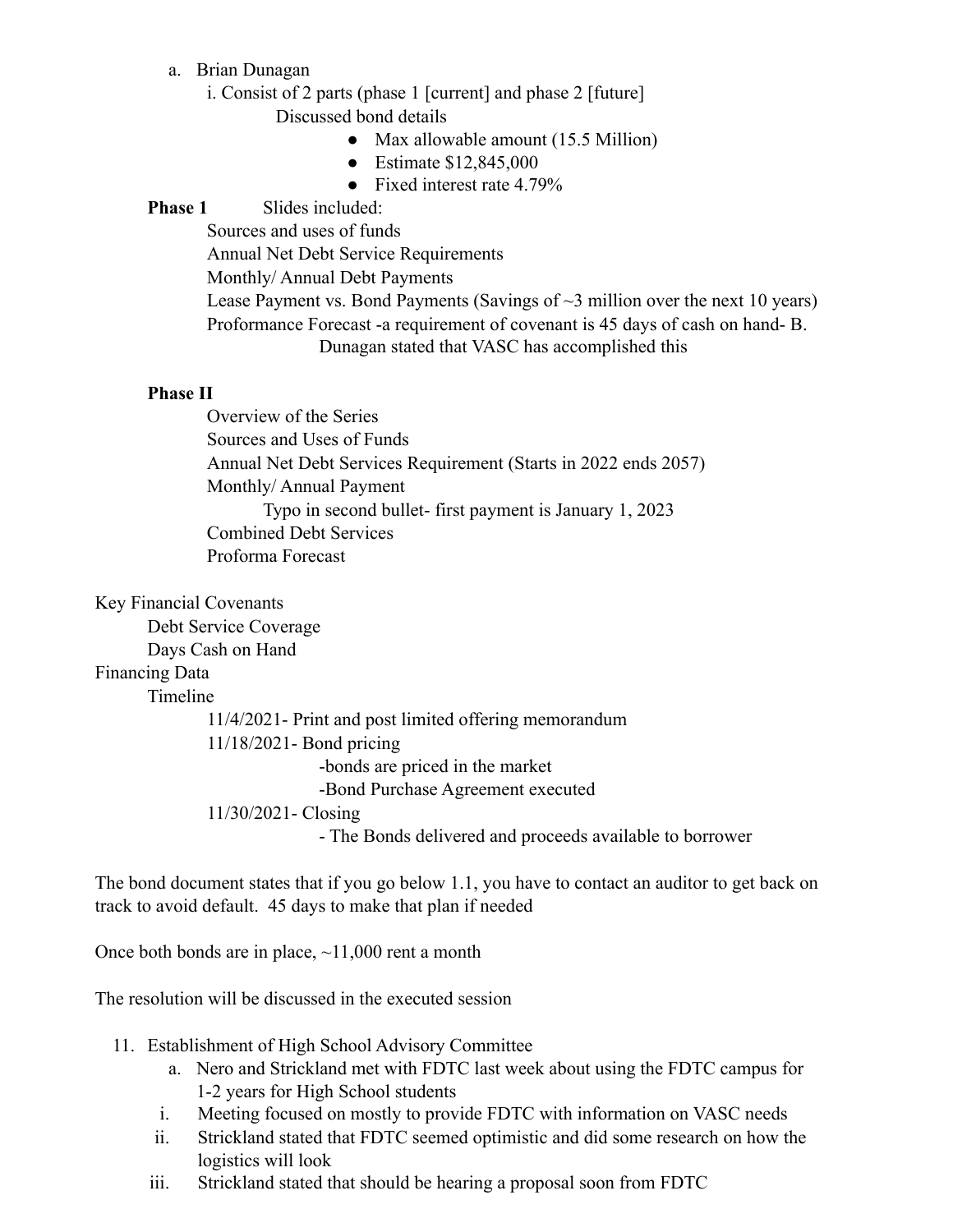a. Brian Dunagan
   i. Consist of 2 parts (phase 1 [current] and phase 2 [future]
      Discussed bond details
      - Max allowable amount (15.5 Million)
      - Estimate $12,845,000
      - Fixed interest rate 4.79%

**Phase 1** Slides included:
- Sources and uses of funds
- Annual Net Debt Service Requirements
- Monthly/ Annual Debt Payments
- Lease Payment vs. Bond Payments (Savings of ~3 million over the next 10 years)
- Proformance Forecast -a requirement of covenant is 45 days of cash on hand- B. Dunagan stated that VASC has accomplished this

**Phase II**
- Overview of the Series
- Sources and Uses of Funds
- Annual Net Debt Services Requirement (Starts in 2022 ends 2057)
- Monthly/ Annual Payment
  - Typo in second bullet- first payment is January 1, 2023
- Combined Debt Services
- Proforma Forecast

Key Financial Covenants
- Debt Service Coverage
- Days Cash on Hand

Financing Data
- Timeline
  - 11/4/2021- Print and post limited offering memorandum
  - 11/18/2021- Bond pricing
    - -bonds are priced in the market
    - -Bond Purchase Agreement executed
  - 11/30/2021- Closing
    - - The Bonds delivered and proceeds available to borrower

The bond document states that if you go below 1.1, you have to contact an auditor to get back on track to avoid default. 45 days to make that plan if needed

Once both bonds are in place, ~11,000 rent a month

The resolution will be discussed in the executed session

11. Establishment of High School Advisory Committee
    a. Nero and Strickland met with FDTC last week about using the FDTC campus for 1-2 years for High School students
       i. Meeting focused on mostly to provide FDTC with information on VASC needs
       ii. Strickland stated that FDTC seemed optimistic and did some research on how the logistics will look
       iii. Strickland stated that should be hearing a proposal soon from FDTC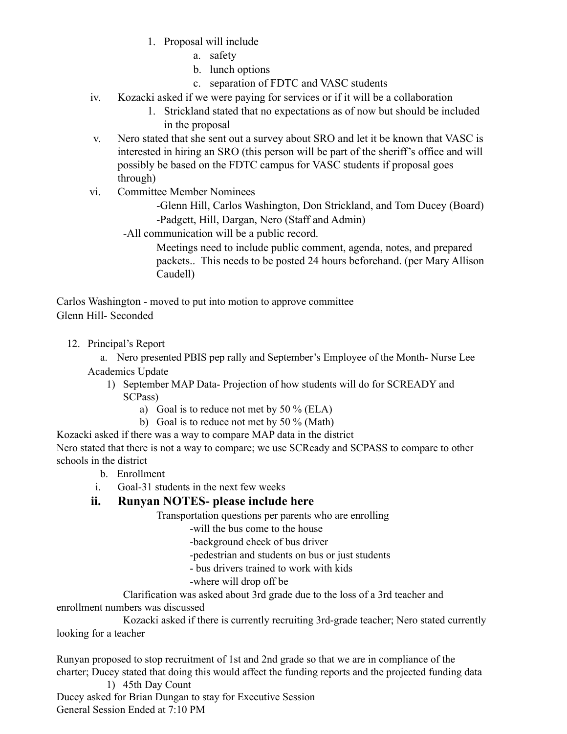1. Proposal will include
    a. safety
    b. lunch options
    c. separation of FDTC and VASC students

iv. Kozacki asked if we were paying for services or if it will be a collaboration
    1. Strickland stated that no expectations as of now but should be included in the proposal

v. Nero stated that she sent out a survey about SRO and let it be known that VASC is interested in hiring an SRO (this person will be part of the sheriff's office and will possibly be based on the FDTC campus for VASC students if proposal goes through)

vi. Committee Member Nominees
    -Glenn Hill, Carlos Washington, Don Strickland, and Tom Ducey (Board)
    -Padgett, Hill, Dargan, Nero (Staff and Admin)
    -All communication will be a public record.
    Meetings need to include public comment, agenda, notes, and prepared packets.. This needs to be posted 24 hours beforehand. (per Mary Allison Caudell)

Carlos Washington - moved to put into motion to approve committee
Glenn Hill- Seconded

12. Principal's Report
    a. Nero presented PBIS pep rally and September's Employee of the Month- Nurse Lee

    Academics Update
    1) September MAP Data- Projection of how students will do for SCREADY and SCPass)
        a) Goal is to reduce not met by 50 % (ELA)
        b) Goal is to reduce not met by 50 % (Math)

Kozacki asked if there was a way to compare MAP data in the district
Nero stated that there is not a way to compare; we use SCReady and SCPASS to compare to other schools in the district

b. Enrollment
    i. Goal-31 students in the next few weeks
    ii. **Runyan NOTES- please include here**
        Transportation questions per parents who are enrolling
            -will the bus come to the house
            -background check of bus driver
            -pedestrian and students on bus or just students
            - bus drivers trained to work with kids
            -where will drop off be
        Clarification was asked about 3rd grade due to the loss of a 3rd teacher and enrollment numbers was discussed
        Kozacki asked if there is currently recruiting 3rd-grade teacher; Nero stated currently looking for a teacher

Runyan proposed to stop recruitment of 1st and 2nd grade so that we are in compliance of the charter; Ducey stated that doing this would affect the funding reports and the projected funding data

1) 45th Day Count

Ducey asked for Brian Dungan to stay for Executive Session
General Session Ended at 7:10 PM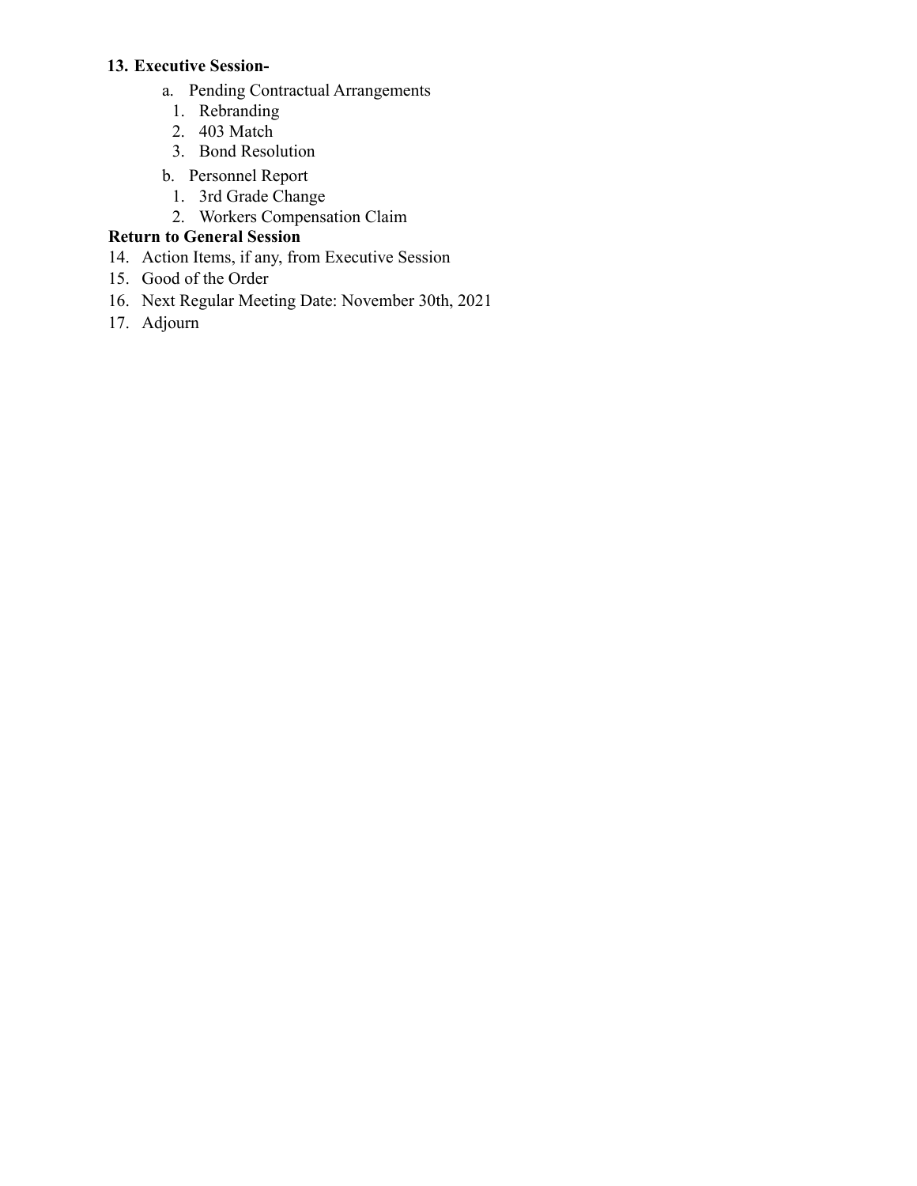**13. Executive Session-**

   a. Pending Contractual Arrangements
      1. Rebranding
      2. 403 Match
      3. Bond Resolution
   b. Personnel Report
      1. 3rd Grade Change
      2. Workers Compensation Claim

**Return to General Session**

14. Action Items, if any, from Executive Session
15. Good of the Order
16. Next Regular Meeting Date: November 30th, 2021
17. Adjourn